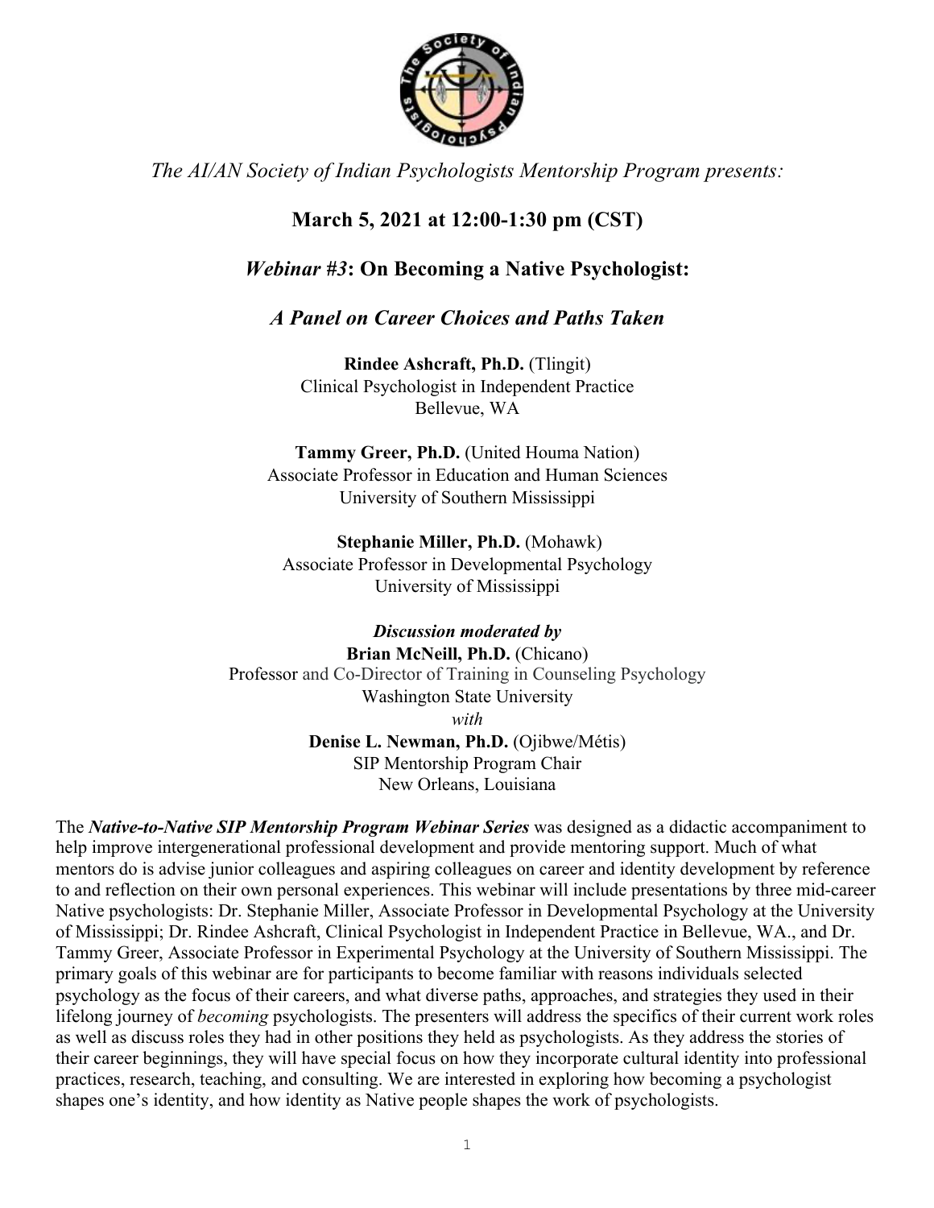*The AI/AN Society of Indian Psychologists Mentorship Program presents:*

**March 5, 2021 at 12:00-1:30 pm (CST)**

## *Webinar #3*: On Becoming a Native Psychologist:

## *A Panel on Career Choices and Paths Taken*

**Rindee Ashcraft, Ph.D.** (Tlingit)
Clinical Psychologist in Independent Practice
Bellevue, WA

**Tammy Greer, Ph.D.** (United Houma Nation)
Associate Professor in Education and Human Sciences
University of Southern Mississippi

**Stephanie Miller, Ph.D.** (Mohawk)
Associate Professor in Developmental Psychology
University of Mississippi

***Discussion moderated by***
**Brian McNeill, Ph.D.** (Chicano)
Professor and Co-Director of Training in Counseling Psychology
Washington State University
*with*
**Denise L. Newman, Ph.D.** (Ojibwe/Métis)
SIP Mentorship Program Chair
New Orleans, Louisiana

The ***Native-to-Native SIP Mentorship Program Webinar Series*** was designed as a didactic accompaniment to help improve intergenerational professional development and provide mentoring support. Much of what mentors do is advise junior colleagues and aspiring colleagues on career and identity development by reference to and reflection on their own personal experiences. This webinar will include presentations by three mid-career Native psychologists: Dr. Stephanie Miller, Associate Professor in Developmental Psychology at the University of Mississippi; Dr. Rindee Ashcraft, Clinical Psychologist in Independent Practice in Bellevue, WA., and Dr. Tammy Greer, Associate Professor in Experimental Psychology at the University of Southern Mississippi. The primary goals of this webinar are for participants to become familiar with reasons individuals selected psychology as the focus of their careers, and what diverse paths, approaches, and strategies they used in their lifelong journey of *becoming* psychologists. The presenters will address the specifics of their current work roles as well as discuss roles they had in other positions they held as psychologists. As they address the stories of their career beginnings, they will have special focus on how they incorporate cultural identity into professional practices, research, teaching, and consulting. We are interested in exploring how becoming a psychologist shapes one's identity, and how identity as Native people shapes the work of psychologists.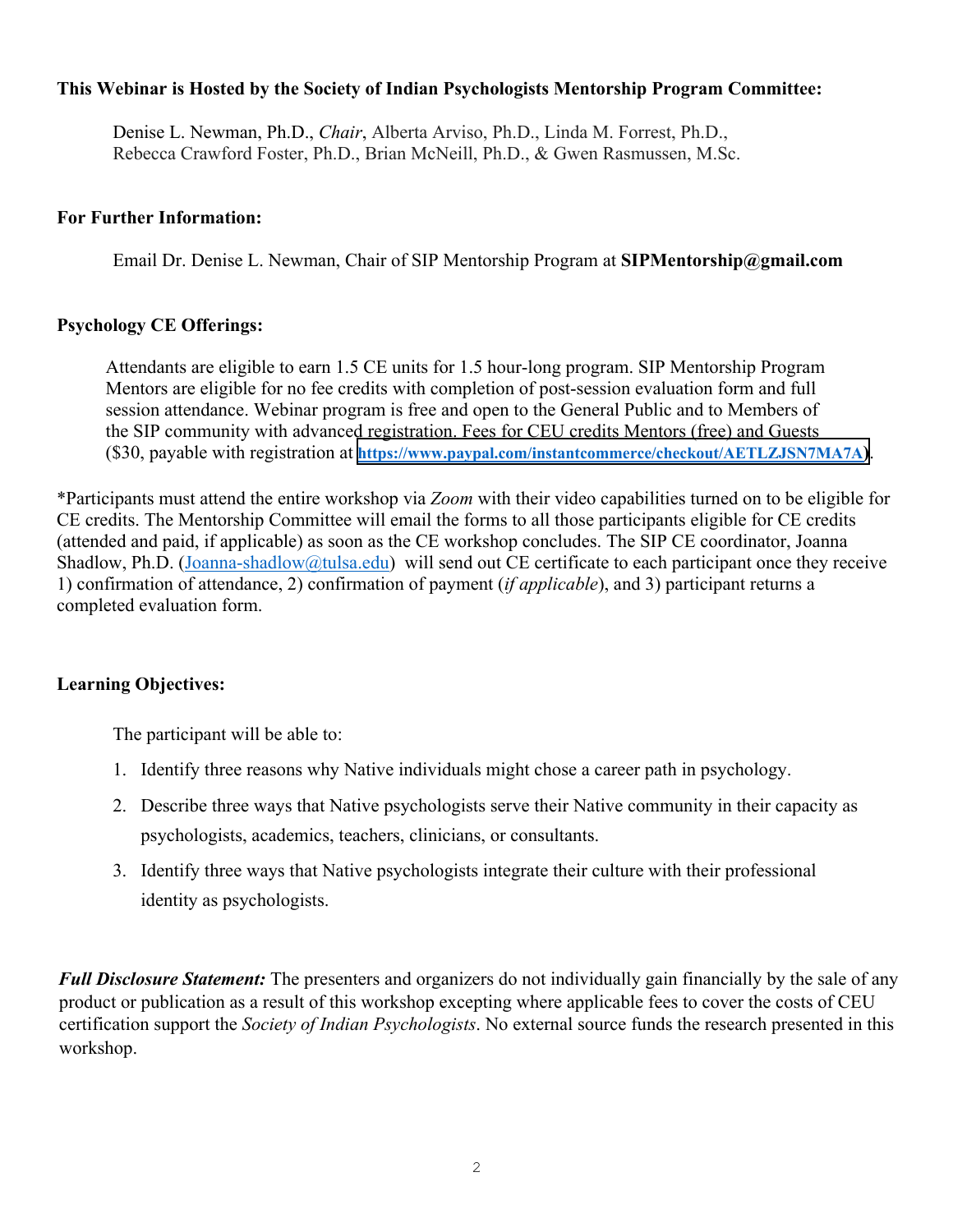**This Webinar is Hosted by the Society of Indian Psychologists Mentorship Program Committee:**

Denise L. Newman, Ph.D., *Chair*, Alberta Arviso, Ph.D., Linda M. Forrest, Ph.D., Rebecca Crawford Foster, Ph.D., Brian McNeill, Ph.D., & Gwen Rasmussen, M.Sc.

**For Further Information:**

Email Dr. Denise L. Newman, Chair of SIP Mentorship Program at **SIPMentorship@gmail.com**

**Psychology CE Offerings:**

Attendants are eligible to earn 1.5 CE units for 1.5 hour-long program. SIP Mentorship Program Mentors are eligible for no fee credits with completion of post-session evaluation form and full session attendance. Webinar program is free and open to the General Public and to Members of the SIP community with advanced registration. Fees for CEU credits Mentors (free) and Guests ($30, payable with registration at **https://www.paypal.com/instantcommerce/checkout/AETLZJSN7MA7A**).

*Participants must attend the entire workshop via *Zoom* with their video capabilities turned on to be eligible for CE credits. The Mentorship Committee will email the forms to all those participants eligible for CE credits (attended and paid, if applicable) as soon as the CE workshop concludes. The SIP CE coordinator, Joanna Shadlow, Ph.D. (Joanna-shadlow@tulsa.edu) will send out CE certificate to each participant once they receive 1) confirmation of attendance, 2) confirmation of payment (*if applicable*), and 3) participant returns a completed evaluation form.

**Learning Objectives:**

The participant will be able to:

1. Identify three reasons why Native individuals might chose a career path in psychology.
2. Describe three ways that Native psychologists serve their Native community in their capacity as psychologists, academics, teachers, clinicians, or consultants.
3. Identify three ways that Native psychologists integrate their culture with their professional identity as psychologists.

***Full Disclosure Statement:*** The presenters and organizers do not individually gain financially by the sale of any product or publication as a result of this workshop excepting where applicable fees to cover the costs of CEU certification support the *Society of Indian Psychologists*. No external source funds the research presented in this workshop.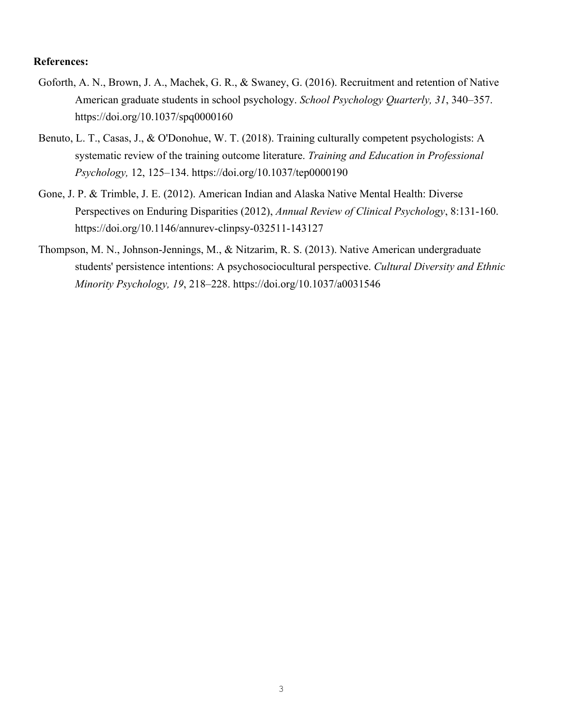**References:**

Goforth, A. N., Brown, J. A., Machek, G. R., & Swaney, G. (2016). Recruitment and retention of Native American graduate students in school psychology. *School Psychology Quarterly, 31*, 340–357. https://doi.org/10.1037/spq0000160

Benuto, L. T., Casas, J., & O'Donohue, W. T. (2018). Training culturally competent psychologists: A systematic review of the training outcome literature. *Training and Education in Professional Psychology,* 12, 125–134. https://doi.org/10.1037/tep0000190

Gone, J. P. & Trimble, J. E. (2012). American Indian and Alaska Native Mental Health: Diverse Perspectives on Enduring Disparities (2012), *Annual Review of Clinical Psychology*, 8:131-160. https://doi.org/10.1146/annurev-clinpsy-032511-143127

Thompson, M. N., Johnson-Jennings, M., & Nitzarim, R. S. (2013). Native American undergraduate students' persistence intentions: A psychosociocultural perspective. *Cultural Diversity and Ethnic Minority Psychology, 19*, 218–228. https://doi.org/10.1037/a0031546